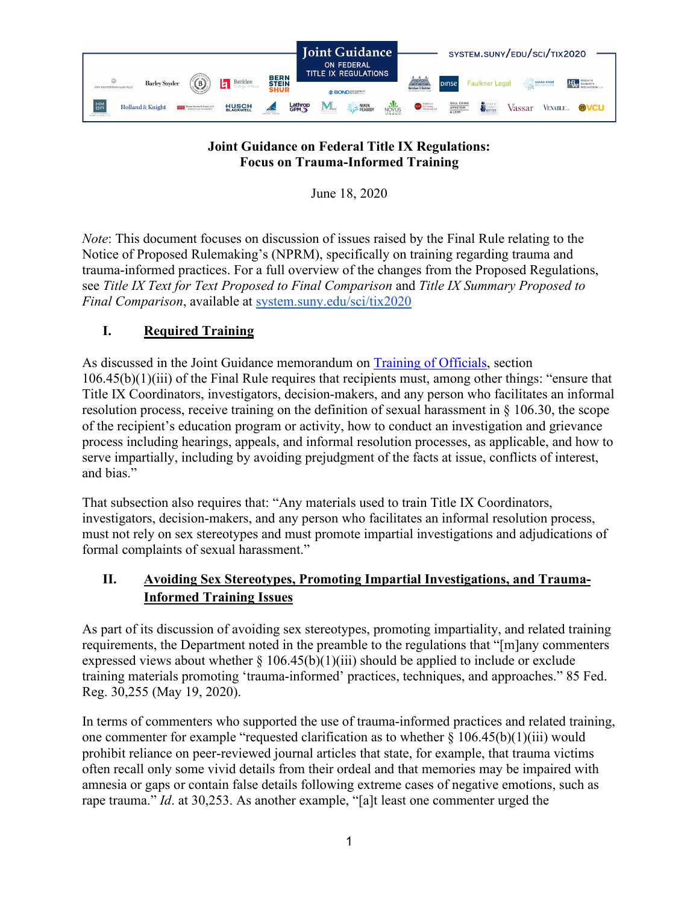**Joint Guidance on Federal Title IX Regulations:**
**Focus on Trauma-Informed Training**

June 18, 2020

*Note*: This document focuses on discussion of issues raised by the Final Rule relating to the Notice of Proposed Rulemaking's (NPRM), specifically on training regarding trauma and trauma-informed practices. For a full overview of the changes from the Proposed Regulations, see *Title IX Text for Text Proposed to Final Comparison* and *Title IX Summary Proposed to Final Comparison*, available at system.suny.edu/sci/tix2020

## I. Required Training

As discussed in the Joint Guidance memorandum on Training of Officials, section 106.45(b)(1)(iii) of the Final Rule requires that recipients must, among other things: "ensure that Title IX Coordinators, investigators, decision-makers, and any person who facilitates an informal resolution process, receive training on the definition of sexual harassment in § 106.30, the scope of the recipient's education program or activity, how to conduct an investigation and grievance process including hearings, appeals, and informal resolution processes, as applicable, and how to serve impartially, including by avoiding prejudgment of the facts at issue, conflicts of interest, and bias."

That subsection also requires that: "Any materials used to train Title IX Coordinators, investigators, decision-makers, and any person who facilitates an informal resolution process, must not rely on sex stereotypes and must promote impartial investigations and adjudications of formal complaints of sexual harassment."

## II. Avoiding Sex Stereotypes, Promoting Impartial Investigations, and Trauma-Informed Training Issues

As part of its discussion of avoiding sex stereotypes, promoting impartiality, and related training requirements, the Department noted in the preamble to the regulations that "[m]any commenters expressed views about whether § 106.45(b)(1)(iii) should be applied to include or exclude training materials promoting 'trauma-informed' practices, techniques, and approaches." 85 Fed. Reg. 30,255 (May 19, 2020).

In terms of commenters who supported the use of trauma-informed practices and related training, one commenter for example "requested clarification as to whether § 106.45(b)(1)(iii) would prohibit reliance on peer-reviewed journal articles that state, for example, that trauma victims often recall only some vivid details from their ordeal and that memories may be impaired with amnesia or gaps or contain false details following extreme cases of negative emotions, such as rape trauma." *Id*. at 30,253. As another example, "[a]t least one commenter urged the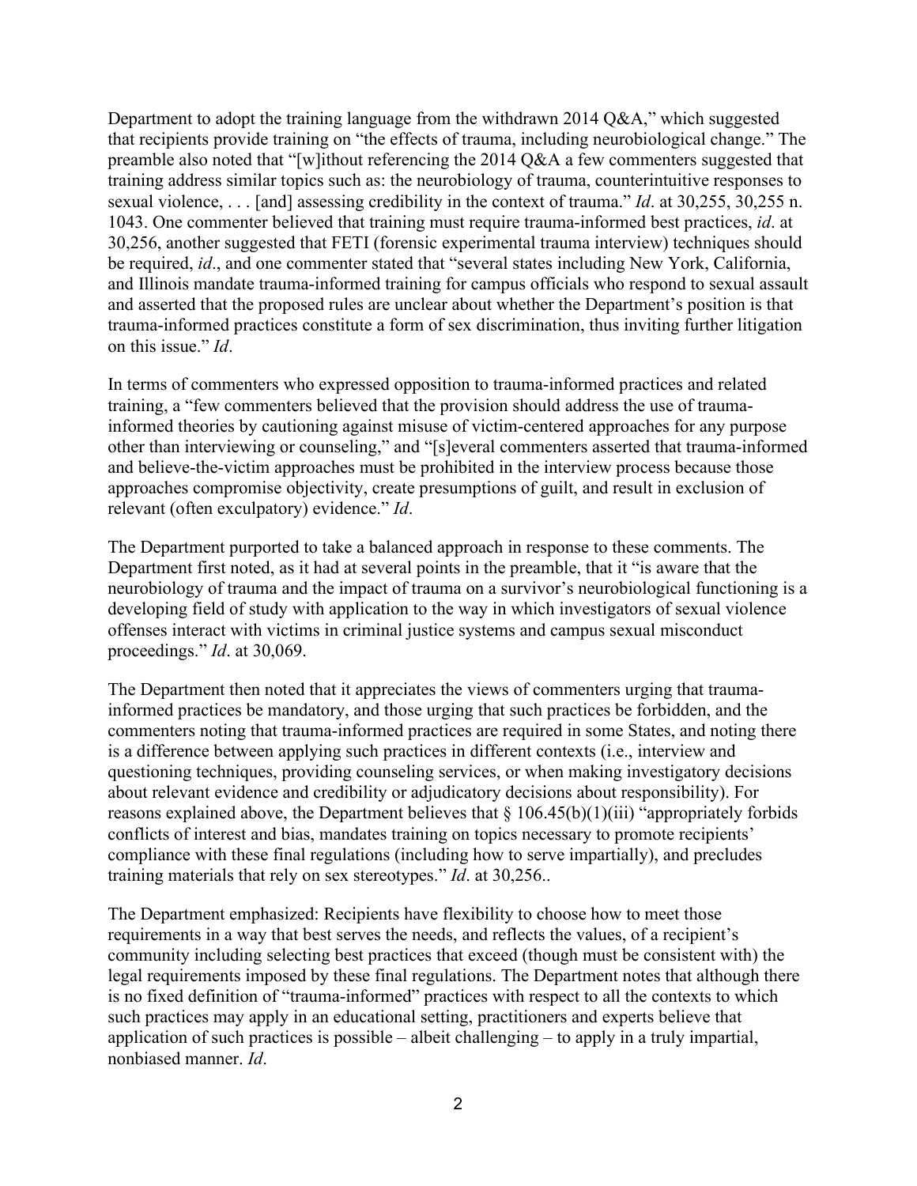Department to adopt the training language from the withdrawn 2014 Q&A," which suggested that recipients provide training on "the effects of trauma, including neurobiological change." The preamble also noted that "[w]ithout referencing the 2014 Q&A a few commenters suggested that training address similar topics such as: the neurobiology of trauma, counterintuitive responses to sexual violence, . . . [and] assessing credibility in the context of trauma." *Id*. at 30,255, 30,255 n. 1043. One commenter believed that training must require trauma-informed best practices, *id*. at 30,256, another suggested that FETI (forensic experimental trauma interview) techniques should be required, *id*., and one commenter stated that "several states including New York, California, and Illinois mandate trauma-informed training for campus officials who respond to sexual assault and asserted that the proposed rules are unclear about whether the Department's position is that trauma-informed practices constitute a form of sex discrimination, thus inviting further litigation on this issue." *Id*.

In terms of commenters who expressed opposition to trauma-informed practices and related training, a "few commenters believed that the provision should address the use of trauma-informed theories by cautioning against misuse of victim-centered approaches for any purpose other than interviewing or counseling," and "[s]everal commenters asserted that trauma-informed and believe-the-victim approaches must be prohibited in the interview process because those approaches compromise objectivity, create presumptions of guilt, and result in exclusion of relevant (often exculpatory) evidence." *Id*.

The Department purported to take a balanced approach in response to these comments. The Department first noted, as it had at several points in the preamble, that it "is aware that the neurobiology of trauma and the impact of trauma on a survivor's neurobiological functioning is a developing field of study with application to the way in which investigators of sexual violence offenses interact with victims in criminal justice systems and campus sexual misconduct proceedings." *Id*. at 30,069.

The Department then noted that it appreciates the views of commenters urging that trauma-informed practices be mandatory, and those urging that such practices be forbidden, and the commenters noting that trauma-informed practices are required in some States, and noting there is a difference between applying such practices in different contexts (i.e., interview and questioning techniques, providing counseling services, or when making investigatory decisions about relevant evidence and credibility or adjudicatory decisions about responsibility). For reasons explained above, the Department believes that § 106.45(b)(1)(iii) "appropriately forbids conflicts of interest and bias, mandates training on topics necessary to promote recipients' compliance with these final regulations (including how to serve impartially), and precludes training materials that rely on sex stereotypes." *Id*. at 30,256..

The Department emphasized: Recipients have flexibility to choose how to meet those requirements in a way that best serves the needs, and reflects the values, of a recipient's community including selecting best practices that exceed (though must be consistent with) the legal requirements imposed by these final regulations. The Department notes that although there is no fixed definition of "trauma-informed" practices with respect to all the contexts to which such practices may apply in an educational setting, practitioners and experts believe that application of such practices is possible – albeit challenging – to apply in a truly impartial, nonbiased manner. *Id*.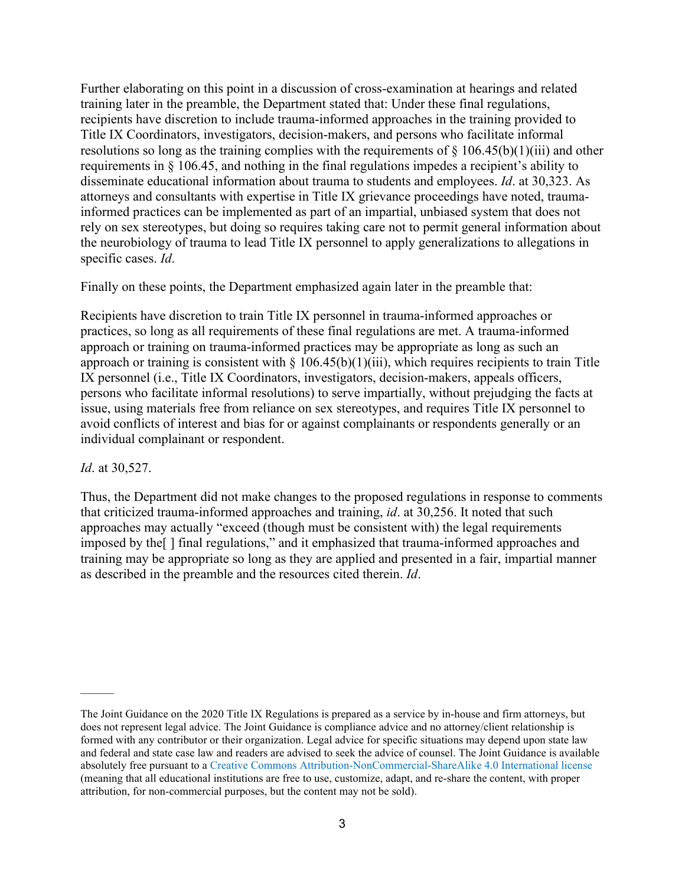Further elaborating on this point in a discussion of cross-examination at hearings and related training later in the preamble, the Department stated that: Under these final regulations, recipients have discretion to include trauma-informed approaches in the training provided to Title IX Coordinators, investigators, decision-makers, and persons who facilitate informal resolutions so long as the training complies with the requirements of § 106.45(b)(1)(iii) and other requirements in § 106.45, and nothing in the final regulations impedes a recipient's ability to disseminate educational information about trauma to students and employees. *Id*. at 30,323. As attorneys and consultants with expertise in Title IX grievance proceedings have noted, trauma-informed practices can be implemented as part of an impartial, unbiased system that does not rely on sex stereotypes, but doing so requires taking care not to permit general information about the neurobiology of trauma to lead Title IX personnel to apply generalizations to allegations in specific cases. *Id*.

Finally on these points, the Department emphasized again later in the preamble that:

Recipients have discretion to train Title IX personnel in trauma-informed approaches or practices, so long as all requirements of these final regulations are met. A trauma-informed approach or training on trauma-informed practices may be appropriate as long as such an approach or training is consistent with § 106.45(b)(1)(iii), which requires recipients to train Title IX personnel (i.e., Title IX Coordinators, investigators, decision-makers, appeals officers, persons who facilitate informal resolutions) to serve impartially, without prejudging the facts at issue, using materials free from reliance on sex stereotypes, and requires Title IX personnel to avoid conflicts of interest and bias for or against complainants or respondents generally or an individual complainant or respondent.

*Id*. at 30,527.

Thus, the Department did not make changes to the proposed regulations in response to comments that criticized trauma-informed approaches and training, *id*. at 30,256. It noted that such approaches may actually "exceed (though must be consistent with) the legal requirements imposed by the[ ] final regulations," and it emphasized that trauma-informed approaches and training may be appropriate so long as they are applied and presented in a fair, impartial manner as described in the preamble and the resources cited therein. *Id*.

---

The Joint Guidance on the 2020 Title IX Regulations is prepared as a service by in-house and firm attorneys, but does not represent legal advice. The Joint Guidance is compliance advice and no attorney/client relationship is formed with any contributor or their organization. Legal advice for specific situations may depend upon state law and federal and state case law and readers are advised to seek the advice of counsel. The Joint Guidance is available absolutely free pursuant to a Creative Commons Attribution-NonCommercial-ShareAlike 4.0 International license (meaning that all educational institutions are free to use, customize, adapt, and re-share the content, with proper attribution, for non-commercial purposes, but the content may not be sold).